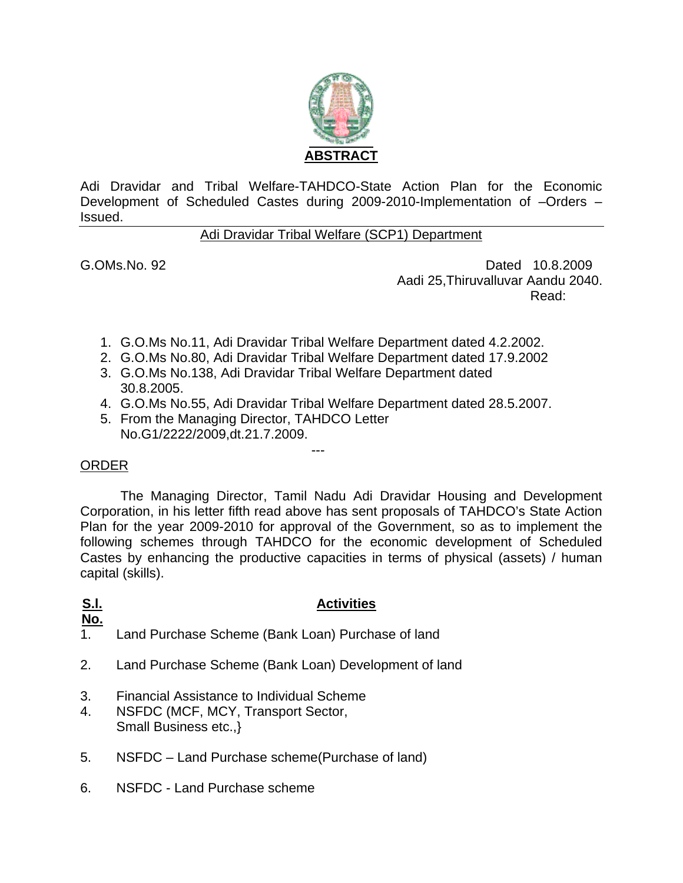**ABSTRACT**

Adi Dravidar and Tribal Welfare-TAHDCO-State Action Plan for the Economic Development of Scheduled Castes during 2009-2010-Implementation of –Orders – Issued.

Adi Dravidar Tribal Welfare (SCP1) Department

G.OMs.No. 92 Dated 10.8.2009
Aadi 25,Thiruvalluvar Aandu 2040.
Read:

1. G.O.Ms No.11, Adi Dravidar Tribal Welfare Department dated 4.2.2002.
2. G.O.Ms No.80, Adi Dravidar Tribal Welfare Department dated 17.9.2002
3. G.O.Ms No.138, Adi Dravidar Tribal Welfare Department dated 30.8.2005.
4. G.O.Ms No.55, Adi Dravidar Tribal Welfare Department dated 28.5.2007.
5. From the Managing Director, TAHDCO Letter No.G1/2222/2009,dt.21.7.2009.

---

ORDER

The Managing Director, Tamil Nadu Adi Dravidar Housing and Development Corporation, in his letter fifth read above has sent proposals of TAHDCO's State Action Plan for the year 2009-2010 for approval of the Government, so as to implement the following schemes through TAHDCO for the economic development of Scheduled Castes by enhancing the productive capacities in terms of physical (assets) / human capital (skills).

| S.l. No. | Activities |
| --- | --- |
| 1. | Land Purchase Scheme (Bank Loan) Purchase of land |
| 2. | Land Purchase Scheme (Bank Loan) Development of land |
| 3. | Financial Assistance to Individual Scheme |
| 4. | NSFDC (MCF, MCY, Transport Sector, Small Business etc.,} |
| 5. | NSFDC – Land Purchase scheme(Purchase of land) |
| 6. | NSFDC - Land Purchase scheme |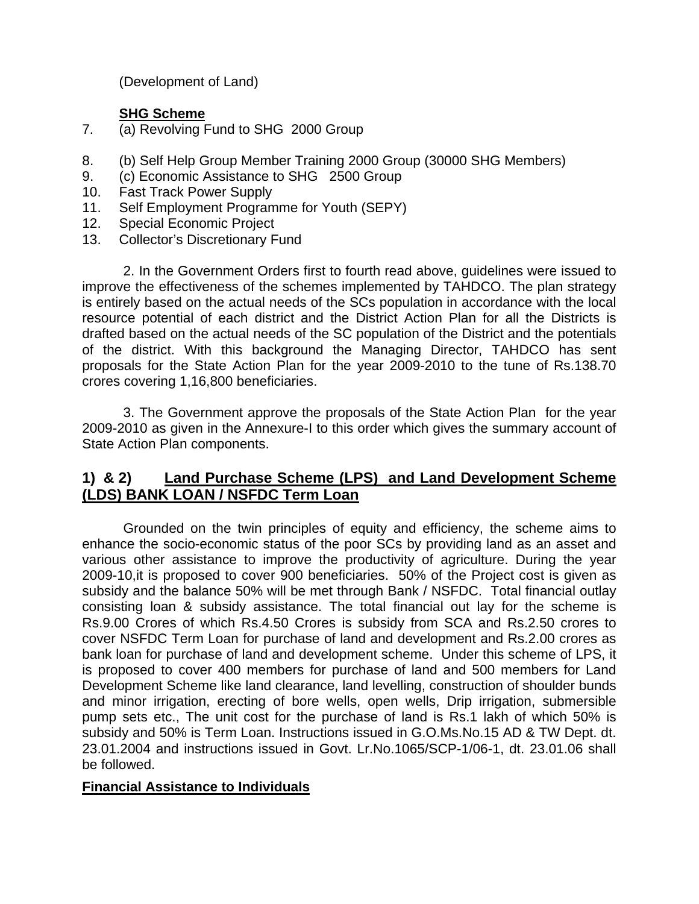(Development of Land)

**SHG Scheme**

7. (a) Revolving Fund to SHG 2000 Group
8. (b) Self Help Group Member Training 2000 Group (30000 SHG Members)
9. (c) Economic Assistance to SHG 2500 Group
10. Fast Track Power Supply
11. Self Employment Programme for Youth (SEPY)
12. Special Economic Project
13. Collector's Discretionary Fund

2. In the Government Orders first to fourth read above, guidelines were issued to improve the effectiveness of the schemes implemented by TAHDCO. The plan strategy is entirely based on the actual needs of the SCs population in accordance with the local resource potential of each district and the District Action Plan for all the Districts is drafted based on the actual needs of the SC population of the District and the potentials of the district. With this background the Managing Director, TAHDCO has sent proposals for the State Action Plan for the year 2009-2010 to the tune of Rs.138.70 crores covering 1,16,800 beneficiaries.

3. The Government approve the proposals of the State Action Plan for the year 2009-2010 as given in the Annexure-I to this order which gives the summary account of State Action Plan components.

## 1) & 2) Land Purchase Scheme (LPS) and Land Development Scheme (LDS) BANK LOAN / NSFDC Term Loan

Grounded on the twin principles of equity and efficiency, the scheme aims to enhance the socio-economic status of the poor SCs by providing land as an asset and various other assistance to improve the productivity of agriculture. During the year 2009-10,it is proposed to cover 900 beneficiaries. 50% of the Project cost is given as subsidy and the balance 50% will be met through Bank / NSFDC. Total financial outlay consisting loan & subsidy assistance. The total financial out lay for the scheme is Rs.9.00 Crores of which Rs.4.50 Crores is subsidy from SCA and Rs.2.50 crores to cover NSFDC Term Loan for purchase of land and development and Rs.2.00 crores as bank loan for purchase of land and development scheme. Under this scheme of LPS, it is proposed to cover 400 members for purchase of land and 500 members for Land Development Scheme like land clearance, land levelling, construction of shoulder bunds and minor irrigation, erecting of bore wells, open wells, Drip irrigation, submersible pump sets etc., The unit cost for the purchase of land is Rs.1 lakh of which 50% is subsidy and 50% is Term Loan. Instructions issued in G.O.Ms.No.15 AD & TW Dept. dt. 23.01.2004 and instructions issued in Govt. Lr.No.1065/SCP-1/06-1, dt. 23.01.06 shall be followed.

**Financial Assistance to Individuals**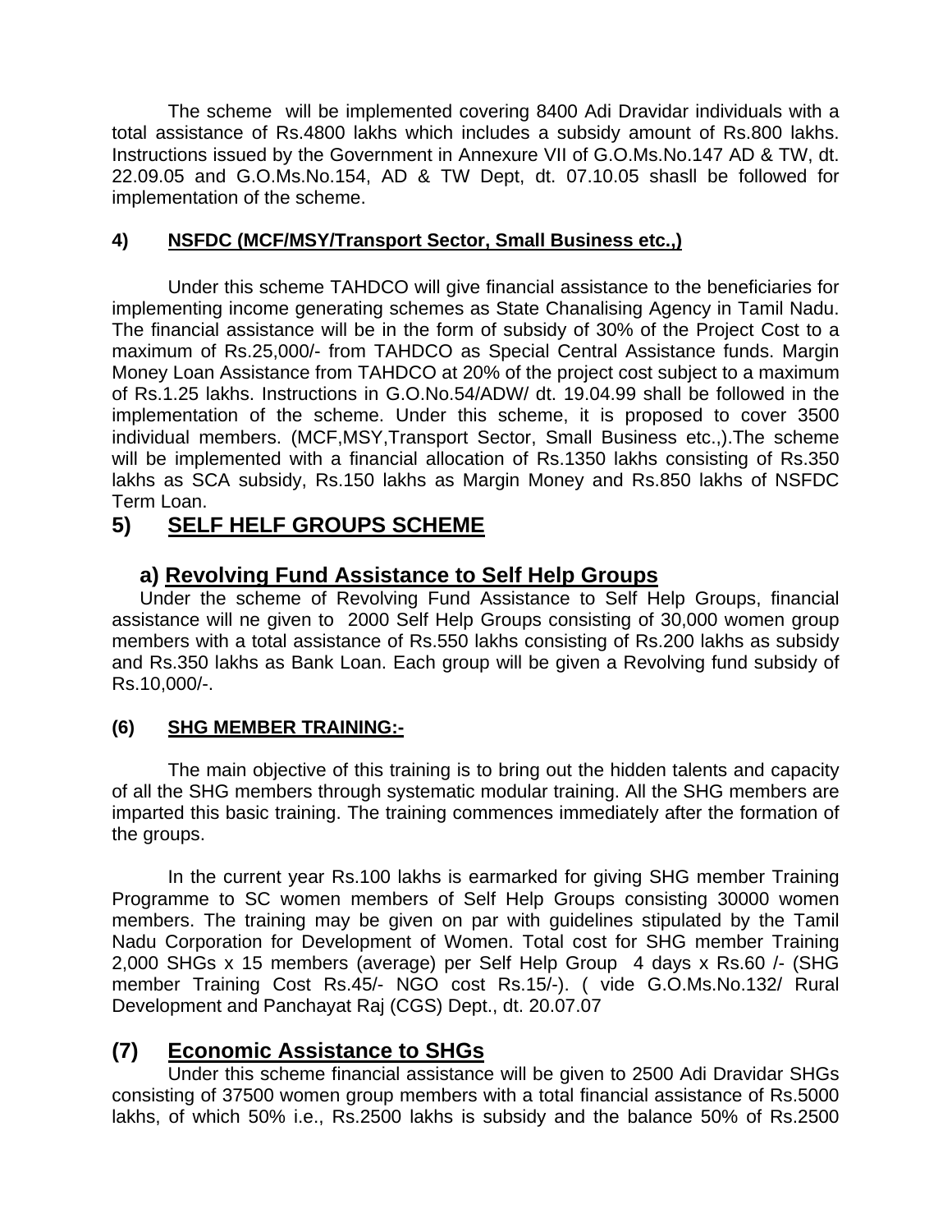The scheme will be implemented covering 8400 Adi Dravidar individuals with a total assistance of Rs.4800 lakhs which includes a subsidy amount of Rs.800 lakhs. Instructions issued by the Government in Annexure VII of G.O.Ms.No.147 AD & TW, dt. 22.09.05 and G.O.Ms.No.154, AD & TW Dept, dt. 07.10.05 shasll be followed for implementation of the scheme.

#### 4) NSFDC (MCF/MSY/Transport Sector, Small Business etc.,)

Under this scheme TAHDCO will give financial assistance to the beneficiaries for implementing income generating schemes as State Chanalising Agency in Tamil Nadu. The financial assistance will be in the form of subsidy of 30% of the Project Cost to a maximum of Rs.25,000/- from TAHDCO as Special Central Assistance funds. Margin Money Loan Assistance from TAHDCO at 20% of the project cost subject to a maximum of Rs.1.25 lakhs. Instructions in G.O.No.54/ADW/ dt. 19.04.99 shall be followed in the implementation of the scheme. Under this scheme, it is proposed to cover 3500 individual members. (MCF,MSY,Transport Sector, Small Business etc.,).The scheme will be implemented with a financial allocation of Rs.1350 lakhs consisting of Rs.350 lakhs as SCA subsidy, Rs.150 lakhs as Margin Money and Rs.850 lakhs of NSFDC Term Loan.

## 5) SELF HELF GROUPS SCHEME

### a) Revolving Fund Assistance to Self Help Groups

Under the scheme of Revolving Fund Assistance to Self Help Groups, financial assistance will ne given to 2000 Self Help Groups consisting of 30,000 women group members with a total assistance of Rs.550 lakhs consisting of Rs.200 lakhs as subsidy and Rs.350 lakhs as Bank Loan. Each group will be given a Revolving fund subsidy of Rs.10,000/-.

#### (6) SHG MEMBER TRAINING:-

The main objective of this training is to bring out the hidden talents and capacity of all the SHG members through systematic modular training. All the SHG members are imparted this basic training. The training commences immediately after the formation of the groups.

In the current year Rs.100 lakhs is earmarked for giving SHG member Training Programme to SC women members of Self Help Groups consisting 30000 women members. The training may be given on par with guidelines stipulated by the Tamil Nadu Corporation for Development of Women. Total cost for SHG member Training 2,000 SHGs x 15 members (average) per Self Help Group 4 days x Rs.60 /- (SHG member Training Cost Rs.45/- NGO cost Rs.15/-). ( vide G.O.Ms.No.132/ Rural Development and Panchayat Raj (CGS) Dept., dt. 20.07.07

## (7) Economic Assistance to SHGs

Under this scheme financial assistance will be given to 2500 Adi Dravidar SHGs consisting of 37500 women group members with a total financial assistance of Rs.5000 lakhs, of which 50% i.e., Rs.2500 lakhs is subsidy and the balance 50% of Rs.2500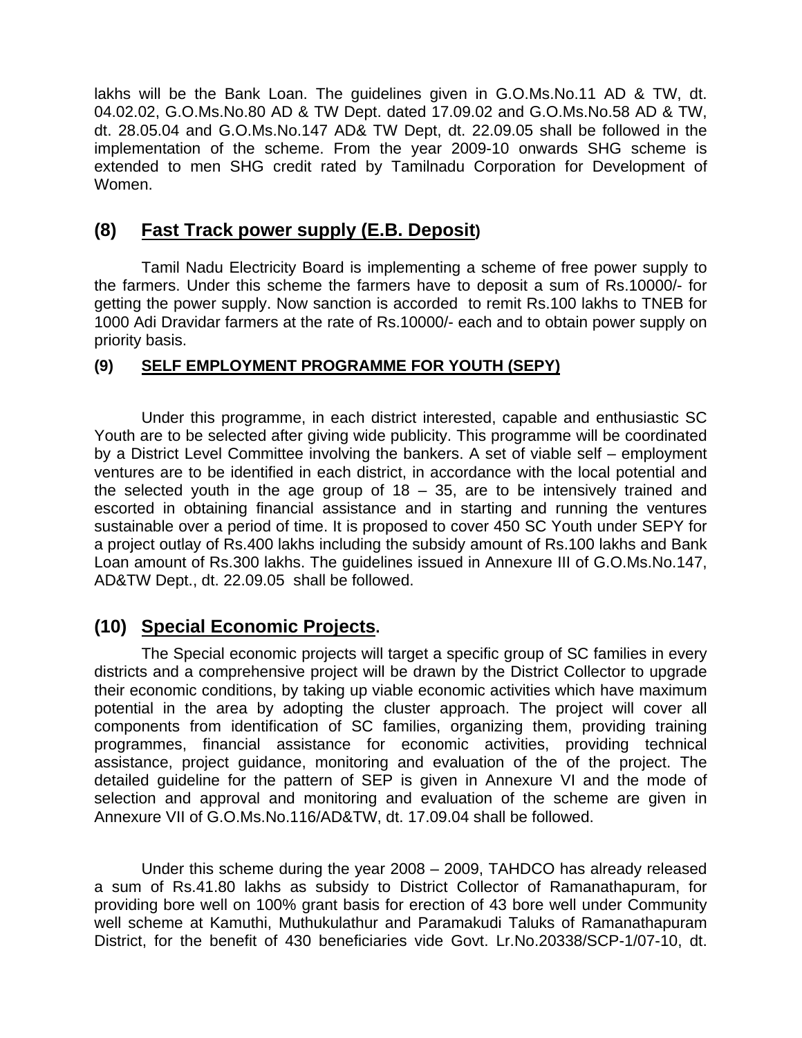lakhs will be the Bank Loan. The guidelines given in G.O.Ms.No.11 AD & TW, dt. 04.02.02, G.O.Ms.No.80 AD & TW Dept. dated 17.09.02 and G.O.Ms.No.58 AD & TW, dt. 28.05.04 and G.O.Ms.No.147 AD& TW Dept, dt. 22.09.05 shall be followed in the implementation of the scheme. From the year 2009-10 onwards SHG scheme is extended to men SHG credit rated by Tamilnadu Corporation for Development of Women.

## (8) Fast Track power supply (E.B. Deposit)

Tamil Nadu Electricity Board is implementing a scheme of free power supply to the farmers. Under this scheme the farmers have to deposit a sum of Rs.10000/- for getting the power supply. Now sanction is accorded to remit Rs.100 lakhs to TNEB for 1000 Adi Dravidar farmers at the rate of Rs.10000/- each and to obtain power supply on priority basis.

### (9) SELF EMPLOYMENT PROGRAMME FOR YOUTH (SEPY)

Under this programme, in each district interested, capable and enthusiastic SC Youth are to be selected after giving wide publicity. This programme will be coordinated by a District Level Committee involving the bankers. A set of viable self – employment ventures are to be identified in each district, in accordance with the local potential and the selected youth in the age group of 18 – 35, are to be intensively trained and escorted in obtaining financial assistance and in starting and running the ventures sustainable over a period of time. It is proposed to cover 450 SC Youth under SEPY for a project outlay of Rs.400 lakhs including the subsidy amount of Rs.100 lakhs and Bank Loan amount of Rs.300 lakhs. The guidelines issued in Annexure III of G.O.Ms.No.147, AD&TW Dept., dt. 22.09.05 shall be followed.

## (10) Special Economic Projects.

The Special economic projects will target a specific group of SC families in every districts and a comprehensive project will be drawn by the District Collector to upgrade their economic conditions, by taking up viable economic activities which have maximum potential in the area by adopting the cluster approach. The project will cover all components from identification of SC families, organizing them, providing training programmes, financial assistance for economic activities, providing technical assistance, project guidance, monitoring and evaluation of the of the project. The detailed guideline for the pattern of SEP is given in Annexure VI and the mode of selection and approval and monitoring and evaluation of the scheme are given in Annexure VII of G.O.Ms.No.116/AD&TW, dt. 17.09.04 shall be followed.

Under this scheme during the year 2008 – 2009, TAHDCO has already released a sum of Rs.41.80 lakhs as subsidy to District Collector of Ramanathapuram, for providing bore well on 100% grant basis for erection of 43 bore well under Community well scheme at Kamuthi, Muthukulathur and Paramakudi Taluks of Ramanathapuram District, for the benefit of 430 beneficiaries vide Govt. Lr.No.20338/SCP-1/07-10, dt.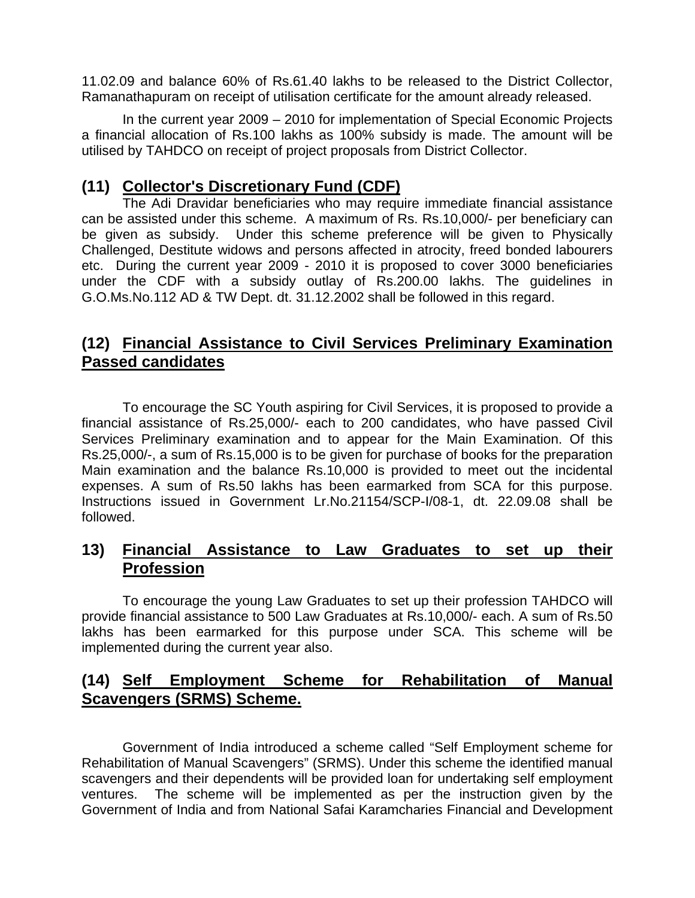11.02.09 and balance 60% of Rs.61.40 lakhs to be released to the District Collector, Ramanathapuram on receipt of utilisation certificate for the amount already released.

In the current year 2009 – 2010 for implementation of Special Economic Projects a financial allocation of Rs.100 lakhs as 100% subsidy is made. The amount will be utilised by TAHDCO on receipt of project proposals from District Collector.

### (11) <u>Collector's Discretionary Fund (CDF)</u>

The Adi Dravidar beneficiaries who may require immediate financial assistance can be assisted under this scheme. A maximum of Rs. Rs.10,000/- per beneficiary can be given as subsidy. Under this scheme preference will be given to Physically Challenged, Destitute widows and persons affected in atrocity, freed bonded labourers etc. During the current year 2009 - 2010 it is proposed to cover 3000 beneficiaries under the CDF with a subsidy outlay of Rs.200.00 lakhs. The guidelines in G.O.Ms.No.112 AD & TW Dept. dt. 31.12.2002 shall be followed in this regard.

### (12) <u>Financial Assistance to Civil Services Preliminary Examination Passed candidates</u>

To encourage the SC Youth aspiring for Civil Services, it is proposed to provide a financial assistance of Rs.25,000/- each to 200 candidates, who have passed Civil Services Preliminary examination and to appear for the Main Examination. Of this Rs.25,000/-, a sum of Rs.15,000 is to be given for purchase of books for the preparation Main examination and the balance Rs.10,000 is provided to meet out the incidental expenses. A sum of Rs.50 lakhs has been earmarked from SCA for this purpose. Instructions issued in Government Lr.No.21154/SCP-I/08-1, dt. 22.09.08 shall be followed.

### 13) <u>Financial Assistance to Law Graduates to set up their Profession</u>

To encourage the young Law Graduates to set up their profession TAHDCO will provide financial assistance to 500 Law Graduates at Rs.10,000/- each. A sum of Rs.50 lakhs has been earmarked for this purpose under SCA. This scheme will be implemented during the current year also.

### (14) <u>Self Employment Scheme for Rehabilitation of Manual Scavengers (SRMS) Scheme.</u>

Government of India introduced a scheme called "Self Employment scheme for Rehabilitation of Manual Scavengers" (SRMS). Under this scheme the identified manual scavengers and their dependents will be provided loan for undertaking self employment ventures. The scheme will be implemented as per the instruction given by the Government of India and from National Safai Karamcharies Financial and Development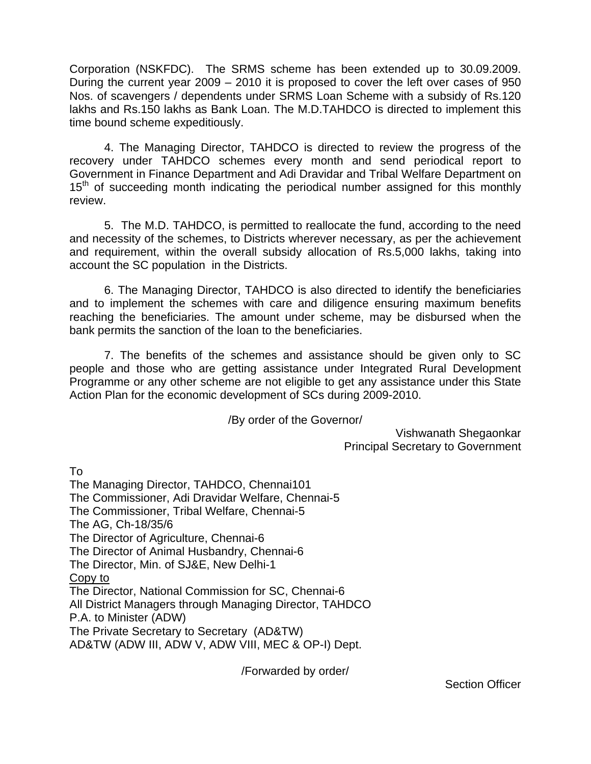Corporation (NSKFDC). The SRMS scheme has been extended up to 30.09.2009. During the current year 2009 – 2010 it is proposed to cover the left over cases of 950 Nos. of scavengers / dependents under SRMS Loan Scheme with a subsidy of Rs.120 lakhs and Rs.150 lakhs as Bank Loan. The M.D.TAHDCO is directed to implement this time bound scheme expeditiously.

4. The Managing Director, TAHDCO is directed to review the progress of the recovery under TAHDCO schemes every month and send periodical report to Government in Finance Department and Adi Dravidar and Tribal Welfare Department on 15th of succeeding month indicating the periodical number assigned for this monthly review.

5. The M.D. TAHDCO, is permitted to reallocate the fund, according to the need and necessity of the schemes, to Districts wherever necessary, as per the achievement and requirement, within the overall subsidy allocation of Rs.5,000 lakhs, taking into account the SC population in the Districts.

6. The Managing Director, TAHDCO is also directed to identify the beneficiaries and to implement the schemes with care and diligence ensuring maximum benefits reaching the beneficiaries. The amount under scheme, may be disbursed when the bank permits the sanction of the loan to the beneficiaries.

7. The benefits of the schemes and assistance should be given only to SC people and those who are getting assistance under Integrated Rural Development Programme or any other scheme are not eligible to get any assistance under this State Action Plan for the economic development of SCs during 2009-2010.

/By order of the Governor/

Vishwanath Shegaonkar
Principal Secretary to Government

To
The Managing Director, TAHDCO, Chennai101
The Commissioner, Adi Dravidar Welfare, Chennai-5
The Commissioner, Tribal Welfare, Chennai-5
The AG, Ch-18/35/6
The Director of Agriculture, Chennai-6
The Director of Animal Husbandry, Chennai-6
The Director, Min. of SJ&E, New Delhi-1

Copy to
The Director, National Commission for SC, Chennai-6
All District Managers through Managing Director, TAHDCO
P.A. to Minister (ADW)
The Private Secretary to Secretary (AD&TW)
AD&TW (ADW III, ADW V, ADW VIII, MEC & OP-I) Dept.

/Forwarded by order/

Section Officer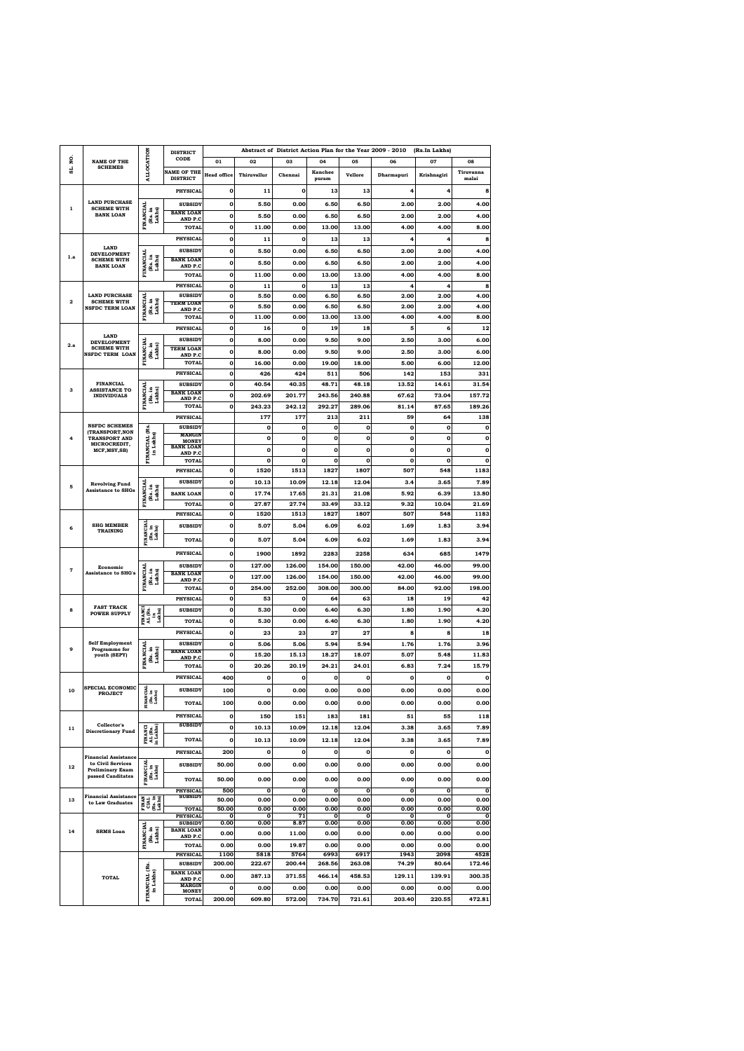| SL. NO. | NAME OF THE SCHEMES | ALLOCATION | DISTRICT CODE | Abstract of District Action Plan for the Year 2009 - 2010 (Rs.In Lakhs) | | | | | | | |
|---|---|---|---|---|---|---|---|---|---|---|---|
| | | | | 01 | 02 | 03 | 04 | 05 | 06 | 07 | 08 |
| | | | NAME OF THE DISTRICT | Head office | Thiruvallur | Chennai | Kanchee puram | Vellore | Dharmapuri | Krishnagiri | Tiruvanna malai |
| 1 | LAND PURCHASE SCHEME WITH BANK LOAN | | PHYSICAL | 0 | 11 | 0 | 13 | 13 | 4 | 4 | 8 |
| | | FINANCIAL (Rs. in Lakhs) | SUBSIDY | 0 | 5.50 | 0.00 | 6.50 | 6.50 | 2.00 | 2.00 | 4.00 |
| | | | BANK LOAN AND P.C | 0 | 5.50 | 0.00 | 6.50 | 6.50 | 2.00 | 2.00 | 4.00 |
| | | | TOTAL | 0 | 11.00 | 0.00 | 13.00 | 13.00 | 4.00 | 4.00 | 8.00 |
| 1.a | LAND DEVELOPMENT SCHEME WITH BANK LOAN | | PHYSICAL | 0 | 11 | 0 | 13 | 13 | 4 | 4 | 8 |
| | | FINANCIAL (Rs. in Lakhs) | SUBSIDY | 0 | 5.50 | 0.00 | 6.50 | 6.50 | 2.00 | 2.00 | 4.00 |
| | | | BANK LOAN AND P.C | 0 | 5.50 | 0.00 | 6.50 | 6.50 | 2.00 | 2.00 | 4.00 |
| | | | TOTAL | 0 | 11.00 | 0.00 | 13.00 | 13.00 | 4.00 | 4.00 | 8.00 |
| 2 | LAND PURCHASE SCHEME WITH NSFDC TERM LOAN | | PHYSICAL | 0 | 11 | 0 | 13 | 13 | 4 | 4 | 8 |
| | | FINANCIAL (Rs. in Lakhs) | SUBSIDY | 0 | 5.50 | 0.00 | 6.50 | 6.50 | 2.00 | 2.00 | 4.00 |
| | | | TERM LOAN AND P.C | 0 | 5.50 | 0.00 | 6.50 | 6.50 | 2.00 | 2.00 | 4.00 |
| | | | TOTAL | 0 | 11.00 | 0.00 | 13.00 | 13.00 | 4.00 | 4.00 | 8.00 |
| 2.a | LAND DEVELOPMENT SCHEME WITH NSFDC TERM LOAN | | PHYSICAL | 0 | 16 | 0 | 19 | 18 | 5 | 6 | 12 |
| | | FINANCIAL (Rs. in Lakhs) | SUBSIDY | 0 | 8.00 | 0.00 | 9.50 | 9.00 | 2.50 | 3.00 | 6.00 |
| | | | TERM LOAN AND P.C | 0 | 8.00 | 0.00 | 9.50 | 9.00 | 2.50 | 3.00 | 6.00 |
| | | | TOTAL | 0 | 16.00 | 0.00 | 19.00 | 18.00 | 5.00 | 6.00 | 12.00 |
| 3 | FINANCIAL ASSISTANCE TO INDIVIDUALS | | PHYSICAL | 0 | 426 | 424 | 511 | 506 | 142 | 153 | 331 |
| | | FINANCIAL (Rs. in Lakhs) | SUBSIDY | 0 | 40.54 | 40.35 | 48.71 | 48.18 | 13.52 | 14.61 | 31.54 |
| | | | BANK LOAN AND P.C | 0 | 202.69 | 201.77 | 243.56 | 240.88 | 67.62 | 73.04 | 157.72 |
| | | | TOTAL | 0 | 243.23 | 242.12 | 292.27 | 289.06 | 81.14 | 87.65 | 189.26 |
| 4 | NSFDC SCHEMES (TRANSPORT,NON TRANSPORT AND MICROCREDIT, MCF,MSY,SB) | | PHYSICAL | | 177 | 177 | 213 | 211 | 59 | 64 | 138 |
| | | FINANCIAL (Rs. in Lakhs) | SUBSIDY | | 0 | 0 | 0 | 0 | 0 | 0 | 0 |
| | | | MARGIN MONEY | | 0 | 0 | 0 | 0 | 0 | 0 | 0 |
| | | | BANK LOAN AND P.C | | 0 | 0 | 0 | 0 | 0 | 0 | 0 |
| | | | TOTAL | | 0 | 0 | 0 | 0 | 0 | 0 | 0 |
| 5 | Revolving Fund Assistance to SHGs | | PHYSICAL | 0 | 1520 | 1513 | 1827 | 1807 | 507 | 548 | 1183 |
| | | FINANCIAL (Rs. in Lakhs) | SUBSIDY | 0 | 10.13 | 10.09 | 12.18 | 12.04 | 3.4 | 3.65 | 7.89 |
| | | | BANK LOAN | 0 | 17.74 | 17.65 | 21.31 | 21.08 | 5.92 | 6.39 | 13.80 |
| | | | TOTAL | 0 | 27.87 | 27.74 | 33.49 | 33.12 | 9.32 | 10.04 | 21.69 |
| 6 | SHG MEMBER TRAINING | | PHYSICAL | 0 | 1520 | 1513 | 1827 | 1807 | 507 | 548 | 1183 |
| | | FINANCIAL (Rs. in Lakhs) | SUBSIDY | 0 | 5.07 | 5.04 | 6.09 | 6.02 | 1.69 | 1.83 | 3.94 |
| | | | TOTAL | 0 | 5.07 | 5.04 | 6.09 | 6.02 | 1.69 | 1.83 | 3.94 |
| 7 | Economic Assistance to SHG's | | PHYSICAL | 0 | 1900 | 1892 | 2283 | 2258 | 634 | 685 | 1479 |
| | | FINANCIAL (Rs. in Lakhs) | SUBSIDY | 0 | 127.00 | 126.00 | 154.00 | 150.00 | 42.00 | 46.00 | 99.00 |
| | | | BANK LOAN AND P.C | 0 | 127.00 | 126.00 | 154.00 | 150.00 | 42.00 | 46.00 | 99.00 |
| | | | TOTAL | 0 | 254.00 | 252.00 | 308.00 | 300.00 | 84.00 | 92.00 | 198.00 |
| 8 | FAST TRACK POWER SUPPLY | | PHYSICAL | 0 | 53 | 0 | 64 | 63 | 18 | 19 | 42 |
| | | FINANCIAL (Rs. in Lakhs) | SUBSIDY | 0 | 5.30 | 0.00 | 6.40 | 6.30 | 1.80 | 1.90 | 4.20 |
| | | | TOTAL | 0 | 5.30 | 0.00 | 6.40 | 6.30 | 1.80 | 1.90 | 4.20 |
| 9 | Self Employment Programme for youth (SEPY) | | PHYSICAL | 0 | 23 | 23 | 27 | 27 | 8 | 8 | 18 |
| | | FINANCIAL (Rs. in Lakhs) | SUBSIDY | 0 | 5.06 | 5.06 | 5.94 | 5.94 | 1.76 | 1.76 | 3.96 |
| | | | BANK LOAN AND P.C | 0 | 15.20 | 15.13 | 18.27 | 18.07 | 5.07 | 5.48 | 11.83 |
| | | | TOTAL | 0 | 20.26 | 20.19 | 24.21 | 24.01 | 6.83 | 7.24 | 15.79 |
| 10 | SPECIAL ECONOMIC PROJECT | | PHYSICAL | 400 | 0 | 0 | 0 | 0 | 0 | 0 | 0 |
| | | FINANCIAL (Rs. in Lakhs) | SUBSIDY | 100 | 0 | 0.00 | 0.00 | 0.00 | 0.00 | 0.00 | 0.00 |
| | | | TOTAL | 100 | 0.00 | 0.00 | 0.00 | 0.00 | 0.00 | 0.00 | 0.00 |
| 11 | Collector's Discretionary Fund | | PHYSICAL | 0 | 150 | 151 | 183 | 181 | 51 | 55 | 118 |
| | | FINANCIAL (Rs. in Lakhs) | SUBSIDY | 0 | 10.13 | 10.09 | 12.18 | 12.04 | 3.38 | 3.65 | 7.89 |
| | | | TOTAL | 0 | 10.13 | 10.09 | 12.18 | 12.04 | 3.38 | 3.65 | 7.89 |
| 12 | Financial Assistance to Civil Services Preliminary Exam passed Canditates | | PHYSICAL | 200 | 0 | 0 | 0 | 0 | 0 | 0 | 0 |
| | | FINANCIAL (Rs. in Lakhs) | SUBSIDY | 50.00 | 0.00 | 0.00 | 0.00 | 0.00 | 0.00 | 0.00 | 0.00 |
| | | | TOTAL | 50.00 | 0.00 | 0.00 | 0.00 | 0.00 | 0.00 | 0.00 | 0.00 |
| 13 | Financial Assistance to Law Graduates | | PHYSICAL | 500 | 0 | 0 | 0 | 0 | 0 | 0 | 0 |
| | | FINANCIAL (Rs. in Lakhs) | SUBSIDY | 50.00 | 0.00 | 0.00 | 0.00 | 0.00 | 0.00 | 0.00 | 0.00 |
| | | | TOTAL | 50.00 | 0.00 | 0.00 | 0.00 | 0.00 | 0.00 | 0.00 | 0.00 |
| 14 | SRMS Loan | | PHYSICAL | 0 | 0 | 71 | 0 | 0 | 0 | 0 | 0 |
| | | FINANCIAL (Rs. in Lakhs) | SUBSIDY | 0.00 | 0.00 | 8.87 | 0.00 | 0.00 | 0.00 | 0.00 | 0.00 |
| | | | BANK LOAN AND P.C | 0.00 | 0.00 | 11.00 | 0.00 | 0.00 | 0.00 | 0.00 | 0.00 |
| | | | TOTAL | 0.00 | 0.00 | 19.87 | 0.00 | 0.00 | 0.00 | 0.00 | 0.00 |
| | TOTAL | | PHYSICAL | 1100 | 5818 | 5764 | 6993 | 6917 | 1943 | 2098 | 4528 |
| | | FINANCIAL (Rs. in Lakhs) | SUBSIDY | 200.00 | 222.67 | 200.44 | 268.56 | 263.08 | 74.29 | 80.64 | 172.46 |
| | | | BANK LOAN AND P.C | 0.00 | 387.13 | 371.55 | 466.14 | 458.53 | 129.11 | 139.91 | 300.35 |
| | | | MARGIN MONEY | 0 | 0.00 | 0.00 | 0.00 | 0.00 | 0.00 | 0.00 | 0.00 |
| | | | TOTAL | 200.00 | 609.80 | 572.00 | 734.70 | 721.61 | 203.40 | 220.55 | 472.81 |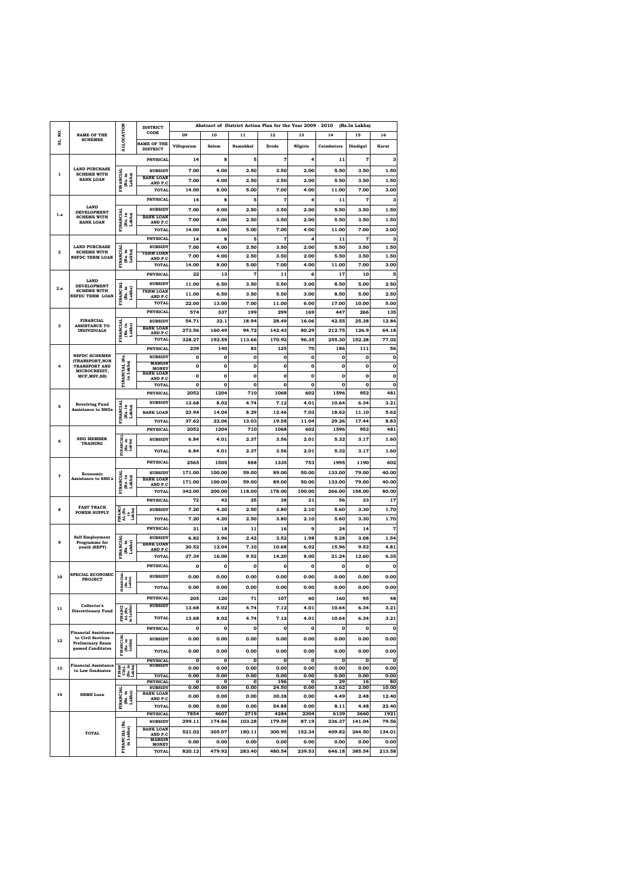| SL. NO. | NAME OF THE SCHEMES | ALLOCATION | DISTRICT CODE | Abstract of District Action Plan for the Year 2009 - 2010 (Rs.In Lakhs) | | | | | | | |
|---|---|---|---|---|---|---|---|---|---|---|---|
| | | | | 09 | 10 | 11 | 12 | 13 | 14 | 15 | 16 |
| | | | NAME OF THE DISTRICT | Villupuram | Salem | Namakkal | Erode | Nilgiris | Coimbatore | Dindigul | Karur |
| 1 | LAND PURCHASE SCHEME WITH BANK LOAN | | PHYSICAL | 14 | 8 | 5 | 7 | 4 | 11 | 7 | 3 |
| | | FINANCIAL (Rs. in Lakhs) | SUBSIDY | 7.00 | 4.00 | 2.50 | 3.50 | 2.00 | 5.50 | 3.50 | 1.50 |
| | | | BANK LOAN AND P.C | 7.00 | 4.00 | 2.50 | 3.50 | 2.00 | 5.50 | 3.50 | 1.50 |
| | | | TOTAL | 14.00 | 8.00 | 5.00 | 7.00 | 4.00 | 11.00 | 7.00 | 3.00 |
| 1.a | LAND DEVELOPMENT SCHEME WITH BANK LOAN | | PHYSICAL | 14 | 8 | 5 | 7 | 4 | 11 | 7 | 3 |
| | | FINANCIAL (Rs. in Lakhs) | SUBSIDY | 7.00 | 4.00 | 2.50 | 3.50 | 2.00 | 5.50 | 3.50 | 1.50 |
| | | | BANK LOAN AND P.C | 7.00 | 4.00 | 2.50 | 3.50 | 2.00 | 5.50 | 3.50 | 1.50 |
| | | | TOTAL | 14.00 | 8.00 | 5.00 | 7.00 | 4.00 | 11.00 | 7.00 | 3.00 |
| 2 | LAND PURCHASE SCHEME WITH NSFDC TERM LOAN | | PHYSICAL | 14 | 8 | 5 | 7 | 4 | 11 | 7 | 3 |
| | | FINANCIAL (Rs. in Lakhs) | SUBSIDY | 7.00 | 4.00 | 2.50 | 3.50 | 2.00 | 5.50 | 3.50 | 1.50 |
| | | | TERM LOAN AND P.C | 7.00 | 4.00 | 2.50 | 3.50 | 2.00 | 5.50 | 3.50 | 1.50 |
| | | | TOTAL | 14.00 | 8.00 | 5.00 | 7.00 | 4.00 | 11.00 | 7.00 | 3.00 |
| 2.a | LAND DEVELOPMENT SCHEME WITH NSFDC TERM LOAN | | PHYSICAL | 22 | 13 | 7 | 11 | 6 | 17 | 10 | 5 |
| | | FINANCIAL (Rs. in Lakhs) | SUBSIDY | 11.00 | 6.50 | 3.50 | 5.50 | 3.00 | 8.50 | 5.00 | 2.50 |
| | | | TERM LOAN AND P.C | 11.00 | 6.50 | 3.50 | 5.50 | 3.00 | 8.50 | 5.00 | 2.50 |
| | | | TOTAL | 22.00 | 13.00 | 7.00 | 11.00 | 6.00 | 17.00 | 10.00 | 5.00 |
| 3 | FINANCIAL ASSISTANCE TO INDIVIDUALS | | PHYSICAL | 574 | 337 | 199 | 299 | 169 | 447 | 266 | 135 |
| | | FINANCIAL (Rs. in Lakhs) | SUBSIDY | 54.71 | 32.1 | 18.94 | 28.49 | 16.06 | 42.55 | 25.38 | 12.84 |
| | | | BANK LOAN AND P.C | 273.56 | 160.49 | 94.72 | 142.43 | 80.29 | 212.75 | 126.9 | 64.18 |
| | | | TOTAL | 328.27 | 192.59 | 113.66 | 170.92 | 96.35 | 255.30 | 152.28 | 77.02 |
| 4 | NSFDC SCHEMES (TRANSPORT,NON TRANSPORT AND MICROCREDIT, MCF,MSY,SB) | | PHYSICAL | 239 | 140 | 83 | 125 | 70 | 186 | 111 | 56 |
| | | FINANCIAL (Rs. in Lakhs) | SUBSIDY | 0 | 0 | 0 | 0 | 0 | 0 | 0 | 0 |
| | | | MARGIN MONEY | 0 | 0 | 0 | 0 | 0 | 0 | 0 | 0 |
| | | | BANK LOAN AND P.C | 0 | 0 | 0 | 0 | 0 | 0 | 0 | 0 |
| | | | TOTAL | 0 | 0 | 0 | 0 | 0 | 0 | 0 | 0 |
| 5 | Revolving Fund Assistance to SHGs | | PHYSICAL | 2052 | 1204 | 710 | 1068 | 602 | 1596 | 952 | 481 |
| | | FINANCIAL (Rs. in Lakhs) | SUBSIDY | 13.68 | 8.02 | 4.74 | 7.12 | 4.01 | 10.64 | 6.34 | 3.21 |
| | | | BANK LOAN | 23.94 | 14.04 | 8.29 | 12.46 | 7.03 | 18.62 | 11.10 | 5.62 |
| | | | TOTAL | 37.62 | 22.06 | 13.03 | 19.58 | 11.04 | 29.26 | 17.44 | 8.83 |
| 6 | SHG MEMBER TRAINING | | PHYSICAL | 2052 | 1204 | 710 | 1068 | 602 | 1596 | 952 | 481 |
| | | FINANCIAL (Rs. in Lakhs) | SUBSIDY | 6.84 | 4.01 | 2.37 | 3.56 | 2.01 | 5.32 | 3.17 | 1.60 |
| | | | TOTAL | 6.84 | 4.01 | 2.37 | 3.56 | 2.01 | 5.32 | 3.17 | 1.60 |
| 7 | Economic Assistance to SHG's | | PHYSICAL | 2565 | 1505 | 888 | 1335 | 753 | 1995 | 1190 | 602 |
| | | FINANCIAL (Rs. in Lakhs) | SUBSIDY | 171.00 | 100.00 | 59.00 | 89.00 | 50.00 | 133.00 | 79.00 | 40.00 |
| | | | BANK LOAN AND P.C | 171.00 | 100.00 | 59.00 | 89.00 | 50.00 | 133.00 | 79.00 | 40.00 |
| | | | TOTAL | 342.00 | 200.00 | 118.00 | 178.00 | 100.00 | 266.00 | 158.00 | 80.00 |
| 8 | FAST TRACK POWER SUPPLY | | PHYSICAL | 72 | 42 | 25 | 38 | 21 | 56 | 33 | 17 |
| | | FINANCIAL (Rs. in Lakhs) | SUBSIDY | 7.20 | 4.20 | 2.50 | 3.80 | 2.10 | 5.60 | 3.30 | 1.70 |
| | | | TOTAL | 7.20 | 4.20 | 2.50 | 3.80 | 2.10 | 5.60 | 3.30 | 1.70 |
| 9 | Self Employment Programme for youth (SEPY) | | PHYSICAL | 31 | 18 | 11 | 16 | 9 | 24 | 14 | 7 |
| | | FINANCIAL (Rs. in Lakhs) | SUBSIDY | 6.82 | 3.96 | 2.42 | 3.52 | 1.98 | 5.28 | 3.08 | 1.54 |
| | | | BANK LOAN AND P.C | 20.52 | 12.04 | 7.10 | 10.68 | 6.02 | 15.96 | 9.52 | 4.81 |
| | | | TOTAL | 27.34 | 16.00 | 9.52 | 14.20 | 8.00 | 21.24 | 12.60 | 6.35 |
| 10 | SPECIAL ECONOMIC PROJECT | | PHYSICAL | 0 | 0 | 0 | 0 | 0 | 0 | 0 | 0 |
| | | FINANCIAL (Rs. in Lakhs) | SUBSIDY | 0.00 | 0.00 | 0.00 | 0.00 | 0.00 | 0.00 | 0.00 | 0.00 |
| | | | TOTAL | 0.00 | 0.00 | 0.00 | 0.00 | 0.00 | 0.00 | 0.00 | 0.00 |
| 11 | Collector's Discretionary Fund | | PHYSICAL | 205 | 120 | 71 | 107 | 60 | 160 | 95 | 48 |
| | | FINANCIAL (Rs. in Lakhs) | SUBSIDY | 13.68 | 8.02 | 4.74 | 7.12 | 4.01 | 10.64 | 6.34 | 3.21 |
| | | | TOTAL | 13.68 | 8.02 | 4.74 | 7.12 | 4.01 | 10.64 | 6.34 | 3.21 |
| 12 | Financial Assistance to Civil Services Preliminary Exam passed Canditates | | PHYSICAL | 0 | 0 | 0 | 0 | 0 | 0 | 0 | 0 |
| | | FINANCIAL (Rs. in Lakhs) | SUBSIDY | 0.00 | 0.00 | 0.00 | 0.00 | 0.00 | 0.00 | 0.00 | 0.00 |
| | | | TOTAL | 0.00 | 0.00 | 0.00 | 0.00 | 0.00 | 0.00 | 0.00 | 0.00 |
| 13 | Financial Assistance to Law Graduates | | PHYSICAL | 0 | 0 | 0 | 0 | 0 | 0 | 0 | 0 |
| | | FINANCIAL (Rs. in Lakhs) | SUBSIDY | 0.00 | 0.00 | 0.00 | 0.00 | 0.00 | 0.00 | 0.00 | 0.00 |
| | | | TOTAL | 0.00 | 0.00 | 0.00 | 0.00 | 0.00 | 0.00 | 0.00 | 0.00 |
| 14 | SRMS Loan | | PHYSICAL | 0 | 0 | 0 | 196 | 0 | 29 | 16 | 80 |
| | | FINANCIAL (Rs. in Lakhs) | SUBSIDY | 0.00 | 0.00 | 0.00 | 24.50 | 0.00 | 3.62 | 2.00 | 10.00 |
| | | | BANK LOAN AND P.C | 0.00 | 0.00 | 0.00 | 30.38 | 0.00 | 4.49 | 2.48 | 12.40 |
| | | | TOTAL | 0.00 | 0.00 | 0.00 | 54.88 | 0.00 | 8.11 | 4.48 | 22.40 |
| | TOTAL | | PHYSICAL | 7854 | 4607 | 2719 | 4284 | 2304 | 6139 | 3660 | 1921 |
| | | FINANCIAL (Rs. in Lakhs) | SUBSIDY | 299.11 | 174.86 | 103.28 | 179.59 | 87.19 | 236.37 | 141.04 | 79.56 |
| | | | BANK LOAN AND P.C | 521.02 | 305.07 | 180.11 | 300.95 | 152.34 | 409.82 | 244.50 | 134.01 |
| | | | MARGIN MONEY | 0.00 | 0.00 | 0.00 | 0.00 | 0.00 | 0.00 | 0.00 | 0.00 |
| | | | TOTAL | 820.12 | 479.92 | 283.40 | 480.54 | 239.53 | 646.18 | 385.54 | 213.58 |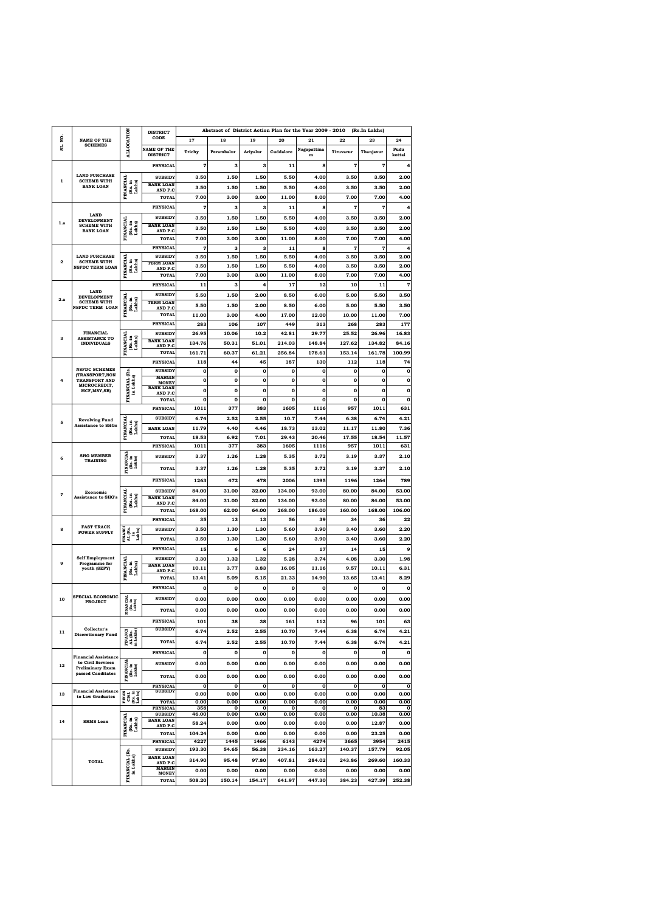| SL. NO. | NAME OF THE SCHEMES | ALLOCATION | DISTRICT CODE | Abstract of District Action Plan for the Year 2009 - 2010 (Rs.In Lakhs) | | | | | | | |
|---|---|---|---|---|---|---|---|---|---|---|---|
| | | | | 17 | 18 | 19 | 20 | 21 | 22 | 23 | 24 |
| | | | NAME OF THE DISTRICT | Trichy | Perambalur | Ariyalur | Cuddalore | Nagapattinam | Tiruvarur | Thanjavur | Pudukottai |
| 1 | LAND PURCHASE SCHEME WITH BANK LOAN | | PHYSICAL | 7 | 3 | 3 | 11 | 8 | 7 | 7 | 4 |
| | | FINANCIAL (Rs. in Lakhs) | SUBSIDY | 3.50 | 1.50 | 1.50 | 5.50 | 4.00 | 3.50 | 3.50 | 2.00 |
| | | | BANK LOAN AND P.C | 3.50 | 1.50 | 1.50 | 5.50 | 4.00 | 3.50 | 3.50 | 2.00 |
| | | | TOTAL | 7.00 | 3.00 | 3.00 | 11.00 | 8.00 | 7.00 | 7.00 | 4.00 |
| 1.a | LAND DEVELOPMENT SCHEME WITH BANK LOAN | | PHYSICAL | 7 | 3 | 3 | 11 | 8 | 7 | 7 | 4 |
| | | FINANCIAL (Rs. in Lakhs) | SUBSIDY | 3.50 | 1.50 | 1.50 | 5.50 | 4.00 | 3.50 | 3.50 | 2.00 |
| | | | BANK LOAN AND P.C | 3.50 | 1.50 | 1.50 | 5.50 | 4.00 | 3.50 | 3.50 | 2.00 |
| | | | TOTAL | 7.00 | 3.00 | 3.00 | 11.00 | 8.00 | 7.00 | 7.00 | 4.00 |
| 2 | LAND PURCHASE SCHEME WITH NSFDC TERM LOAN | | PHYSICAL | 7 | 3 | 3 | 11 | 8 | 7 | 7 | 4 |
| | | FINANCIAL (Rs. in Lakhs) | SUBSIDY | 3.50 | 1.50 | 1.50 | 5.50 | 4.00 | 3.50 | 3.50 | 2.00 |
| | | | TERM LOAN AND P.C | 3.50 | 1.50 | 1.50 | 5.50 | 4.00 | 3.50 | 3.50 | 2.00 |
| | | | TOTAL | 7.00 | 3.00 | 3.00 | 11.00 | 8.00 | 7.00 | 7.00 | 4.00 |
| 2.a | LAND DEVELOPMENT SCHEME WITH NSFDC TERM LOAN | | PHYSICAL | 11 | 3 | 4 | 17 | 12 | 10 | 11 | 7 |
| | | FINANCIAL (Rs. in Lakhs) | SUBSIDY | 5.50 | 1.50 | 2.00 | 8.50 | 6.00 | 5.00 | 5.50 | 3.50 |
| | | | TERM LOAN AND P.C | 5.50 | 1.50 | 2.00 | 8.50 | 6.00 | 5.00 | 5.50 | 3.50 |
| | | | TOTAL | 11.00 | 3.00 | 4.00 | 17.00 | 12.00 | 10.00 | 11.00 | 7.00 |
| 3 | FINANCIAL ASSISTANCE TO INDIVIDUALS | | PHYSICAL | 283 | 106 | 107 | 449 | 313 | 268 | 283 | 177 |
| | | FINANCIAL (Rs. in Lakhs) | SUBSIDY | 26.95 | 10.06 | 10.2 | 42.81 | 29.77 | 25.52 | 26.96 | 16.83 |
| | | | BANK LOAN AND P.C | 134.76 | 50.31 | 51.01 | 214.03 | 148.84 | 127.62 | 134.82 | 84.16 |
| | | | TOTAL | 161.71 | 60.37 | 61.21 | 256.84 | 178.61 | 153.14 | 161.78 | 100.99 |
| 4 | NSFDC SCHEMES (TRANSPORT,NON TRANSPORT AND MICROCREDIT, MCF,MSY,SB) | | PHYSICAL | 118 | 44 | 45 | 187 | 130 | 112 | 118 | 74 |
| | | FINANCIAL (Rs. in Lakhs) | SUBSIDY | 0 | 0 | 0 | 0 | 0 | 0 | 0 | 0 |
| | | | MARGIN MONEY | 0 | 0 | 0 | 0 | 0 | 0 | 0 | 0 |
| | | | BANK LOAN AND P.C | 0 | 0 | 0 | 0 | 0 | 0 | 0 | 0 |
| | | | TOTAL | 0 | 0 | 0 | 0 | 0 | 0 | 0 | 0 |
| 5 | Revolving Fund Assistance to SHGs | | PHYSICAL | 1011 | 377 | 383 | 1605 | 1116 | 957 | 1011 | 631 |
| | | FINANCIAL (Rs. in Lakhs) | SUBSIDY | 6.74 | 2.52 | 2.55 | 10.7 | 7.44 | 6.38 | 6.74 | 4.21 |
| | | | BANK LOAN | 11.79 | 4.40 | 4.46 | 18.73 | 13.02 | 11.17 | 11.80 | 7.36 |
| | | | TOTAL | 18.53 | 6.92 | 7.01 | 29.43 | 20.46 | 17.55 | 18.54 | 11.57 |
| 6 | SHG MEMBER TRAINING | | PHYSICAL | 1011 | 377 | 383 | 1605 | 1116 | 957 | 1011 | 631 |
| | | FINANCIAL (Rs. in Lakhs) | SUBSIDY | 3.37 | 1.26 | 1.28 | 5.35 | 3.72 | 3.19 | 3.37 | 2.10 |
| | | | TOTAL | 3.37 | 1.26 | 1.28 | 5.35 | 3.72 | 3.19 | 3.37 | 2.10 |
| 7 | Economic Assistance to SHG's | | PHYSICAL | 1263 | 472 | 478 | 2006 | 1395 | 1196 | 1264 | 789 |
| | | FINANCIAL (Rs. in Lakhs) | SUBSIDY | 84.00 | 31.00 | 32.00 | 134.00 | 93.00 | 80.00 | 84.00 | 53.00 |
| | | | BANK LOAN AND P.C | 84.00 | 31.00 | 32.00 | 134.00 | 93.00 | 80.00 | 84.00 | 53.00 |
| | | | TOTAL | 168.00 | 62.00 | 64.00 | 268.00 | 186.00 | 160.00 | 168.00 | 106.00 |
| 8 | FAST TRACK POWER SUPPLY | | PHYSICAL | 35 | 13 | 13 | 56 | 39 | 34 | 36 | 22 |
| | | FINANCIAL (Rs. in Lakhs) | SUBSIDY | 3.50 | 1.30 | 1.30 | 5.60 | 3.90 | 3.40 | 3.60 | 2.20 |
| | | | TOTAL | 3.50 | 1.30 | 1.30 | 5.60 | 3.90 | 3.40 | 3.60 | 2.20 |
| 9 | Self Employment Programme for youth (SEPY) | | PHYSICAL | 15 | 6 | 6 | 24 | 17 | 14 | 15 | 9 |
| | | FINANCIAL (Rs. in Lakhs) | SUBSIDY | 3.30 | 1.32 | 1.32 | 5.28 | 3.74 | 4.08 | 3.30 | 1.98 |
| | | | BANK LOAN AND P.C | 10.11 | 3.77 | 3.83 | 16.05 | 11.16 | 9.57 | 10.11 | 6.31 |
| | | | TOTAL | 13.41 | 5.09 | 5.15 | 21.33 | 14.90 | 13.65 | 13.41 | 8.29 |
| 10 | SPECIAL ECONOMIC PROJECT | | PHYSICAL | 0 | 0 | 0 | 0 | 0 | 0 | 0 | 0 |
| | | FINANCIAL (Rs. in Lakhs) | SUBSIDY | 0.00 | 0.00 | 0.00 | 0.00 | 0.00 | 0.00 | 0.00 | 0.00 |
| | | | TOTAL | 0.00 | 0.00 | 0.00 | 0.00 | 0.00 | 0.00 | 0.00 | 0.00 |
| 11 | Collector's Discretionary Fund | | PHYSICAL | 101 | 38 | 38 | 161 | 112 | 96 | 101 | 63 |
| | | FINANCIAL (Rs. in Lakhs) | SUBSIDY | 6.74 | 2.52 | 2.55 | 10.70 | 7.44 | 6.38 | 6.74 | 4.21 |
| | | | TOTAL | 6.74 | 2.52 | 2.55 | 10.70 | 7.44 | 6.38 | 6.74 | 4.21 |
| 12 | Financial Assistance to Civil Services Preliminary Exam passed Canditates | | PHYSICAL | 0 | 0 | 0 | 0 | 0 | 0 | 0 | 0 |
| | | FINANCIAL (Rs. in Lakhs) | SUBSIDY | 0.00 | 0.00 | 0.00 | 0.00 | 0.00 | 0.00 | 0.00 | 0.00 |
| | | | TOTAL | 0.00 | 0.00 | 0.00 | 0.00 | 0.00 | 0.00 | 0.00 | 0.00 |
| 13 | Financial Assistance to Law Graduates | | PHYSICAL | 0 | 0 | 0 | 0 | 0 | 0 | 0 | 0 |
| | | FINANCIAL (Rs. in Lakhs) | SUBSIDY | 0.00 | 0.00 | 0.00 | 0.00 | 0.00 | 0.00 | 0.00 | 0.00 |
| | | | TOTAL | 0.00 | 0.00 | 0.00 | 0.00 | 0.00 | 0.00 | 0.00 | 0.00 |
| 14 | SRMS Loan | | PHYSICAL | 358 | 0 | 0 | 0 | 0 | 0 | 83 | 0 |
| | | FINANCIAL (Rs. in Lakhs) | SUBSIDY | 46.00 | 0.00 | 0.00 | 0.00 | 0.00 | 0.00 | 10.38 | 0.00 |
| | | | BANK LOAN AND P.C | 58.24 | 0.00 | 0.00 | 0.00 | 0.00 | 0.00 | 12.87 | 0.00 |
| | | | TOTAL | 104.24 | 0.00 | 0.00 | 0.00 | 0.00 | 0.00 | 23.25 | 0.00 |
| | TOTAL | | PHYSICAL | 4227 | 1445 | 1466 | 6143 | 4274 | 3665 | 3954 | 2415 |
| | | FINANCIAL (Rs. in Lakhs) | SUBSIDY | 193.30 | 54.65 | 56.38 | 234.16 | 163.27 | 140.37 | 157.79 | 92.05 |
| | | | BANK LOAN AND P.C | 314.90 | 95.48 | 97.80 | 407.81 | 284.02 | 243.86 | 269.60 | 160.33 |
| | | | MARGIN MONEY | 0.00 | 0.00 | 0.00 | 0.00 | 0.00 | 0.00 | 0.00 | 0.00 |
| | | | TOTAL | 508.20 | 150.14 | 154.17 | 641.97 | 447.30 | 384.23 | 427.39 | 252.38 |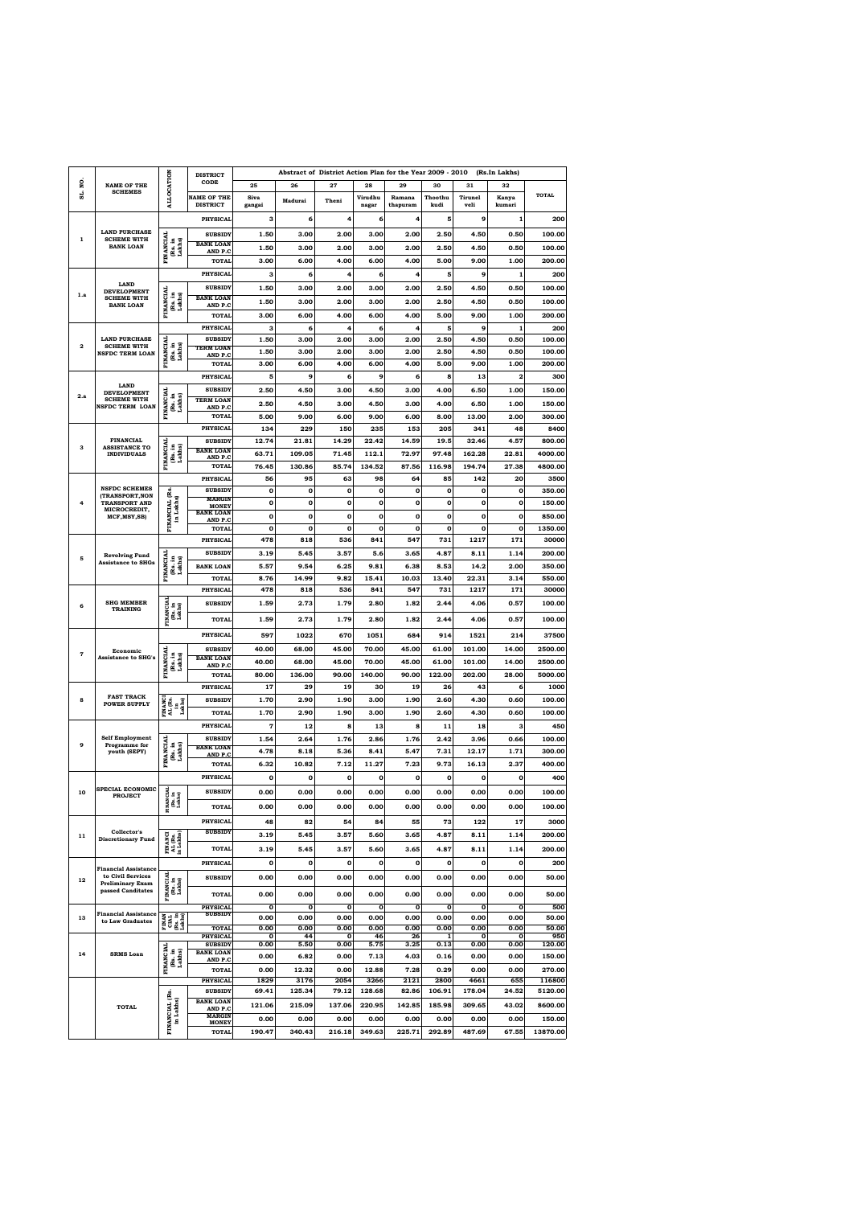| SL. NO. | NAME OF THE SCHEMES | ALLOCATION | DISTRICT CODE | Abstract of District Action Plan for the Year 2009 - 2010 (Rs.In Lakhs) | | | | | | | | |
|---|---|---|---|---|---|---|---|---|---|---|---|---|
| | | | | 25 | 26 | 27 | 28 | 29 | 30 | 31 | 32 | TOTAL |
| | | | NAME OF THE DISTRICT | Siva gangai | Madurai | Theni | Virudhu nagar | Ramana thapuram | Thoothu kudi | Tirunel veli | Kanya kumari | |
| 1 | LAND PURCHASE SCHEME WITH BANK LOAN | | PHYSICAL | 3 | 6 | 4 | 6 | 4 | 5 | 9 | 1 | 200 |
| | | FINANCIAL (Rs. in Lakhs) | SUBSIDY | 1.50 | 3.00 | 2.00 | 3.00 | 2.00 | 2.50 | 4.50 | 0.50 | 100.00 |
| | | | BANK LOAN AND P.C | 1.50 | 3.00 | 2.00 | 3.00 | 2.00 | 2.50 | 4.50 | 0.50 | 100.00 |
| | | | TOTAL | 3.00 | 6.00 | 4.00 | 6.00 | 4.00 | 5.00 | 9.00 | 1.00 | 200.00 |
| 1.a | LAND DEVELOPMENT SCHEME WITH BANK LOAN | | PHYSICAL | 3 | 6 | 4 | 6 | 4 | 5 | 9 | 1 | 200 |
| | | FINANCIAL (Rs. in Lakhs) | SUBSIDY | 1.50 | 3.00 | 2.00 | 3.00 | 2.00 | 2.50 | 4.50 | 0.50 | 100.00 |
| | | | BANK LOAN AND P.C | 1.50 | 3.00 | 2.00 | 3.00 | 2.00 | 2.50 | 4.50 | 0.50 | 100.00 |
| | | | TOTAL | 3.00 | 6.00 | 4.00 | 6.00 | 4.00 | 5.00 | 9.00 | 1.00 | 200.00 |
| 2 | LAND PURCHASE SCHEME WITH NSFDC TERM LOAN | | PHYSICAL | 3 | 6 | 4 | 6 | 4 | 5 | 9 | 1 | 200 |
| | | FINANCIAL (Rs. in Lakhs) | SUBSIDY | 1.50 | 3.00 | 2.00 | 3.00 | 2.00 | 2.50 | 4.50 | 0.50 | 100.00 |
| | | | TERM LOAN AND P.C | 1.50 | 3.00 | 2.00 | 3.00 | 2.00 | 2.50 | 4.50 | 0.50 | 100.00 |
| | | | TOTAL | 3.00 | 6.00 | 4.00 | 6.00 | 4.00 | 5.00 | 9.00 | 1.00 | 200.00 |
| 2.a | LAND DEVELOPMENT SCHEME WITH NSFDC TERM LOAN | | PHYSICAL | 5 | 9 | 6 | 9 | 6 | 8 | 13 | 2 | 300 |
| | | FINANCIAL (Rs. in Lakhs) | SUBSIDY | 2.50 | 4.50 | 3.00 | 4.50 | 3.00 | 4.00 | 6.50 | 1.00 | 150.00 |
| | | | TERM LOAN AND P.C | 2.50 | 4.50 | 3.00 | 4.50 | 3.00 | 4.00 | 6.50 | 1.00 | 150.00 |
| | | | TOTAL | 5.00 | 9.00 | 6.00 | 9.00 | 6.00 | 8.00 | 13.00 | 2.00 | 300.00 |
| 3 | FINANCIAL ASSISTANCE TO INDIVIDUALS | | PHYSICAL | 134 | 229 | 150 | 235 | 153 | 205 | 341 | 48 | 8400 |
| | | FINANCIAL (Rs. in Lakhs) | SUBSIDY | 12.74 | 21.81 | 14.29 | 22.42 | 14.59 | 19.5 | 32.46 | 4.57 | 800.00 |
| | | | BANK LOAN AND P.C | 63.71 | 109.05 | 71.45 | 112.1 | 72.97 | 97.48 | 162.28 | 22.81 | 4000.00 |
| | | | TOTAL | 76.45 | 130.86 | 85.74 | 134.52 | 87.56 | 116.98 | 194.74 | 27.38 | 4800.00 |
| 4 | NSFDC SCHEMES (TRANSPORT,NON TRANSPORT AND MICROCREDIT, MCF,MSY,SB) | | PHYSICAL | 56 | 95 | 63 | 98 | 64 | 85 | 142 | 20 | 3500 |
| | | FINANCIAL (Rs. in Lakhs) | SUBSIDY | 0 | 0 | 0 | 0 | 0 | 0 | 0 | 0 | 350.00 |
| | | | MARGIN MONEY | 0 | 0 | 0 | 0 | 0 | 0 | 0 | 0 | 150.00 |
| | | | BANK LOAN AND P.C | 0 | 0 | 0 | 0 | 0 | 0 | 0 | 0 | 850.00 |
| | | | TOTAL | 0 | 0 | 0 | 0 | 0 | 0 | 0 | 0 | 1350.00 |
| 5 | Revolving Fund Assistance to SHGs | | PHYSICAL | 478 | 818 | 536 | 841 | 547 | 731 | 1217 | 171 | 30000 |
| | | FINANCIAL (Rs. in Lakhs) | SUBSIDY | 3.19 | 5.45 | 3.57 | 5.6 | 3.65 | 4.87 | 8.11 | 1.14 | 200.00 |
| | | | BANK LOAN | 5.57 | 9.54 | 6.25 | 9.81 | 6.38 | 8.53 | 14.2 | 2.00 | 350.00 |
| | | | TOTAL | 8.76 | 14.99 | 9.82 | 15.41 | 10.03 | 13.40 | 22.31 | 3.14 | 550.00 |
| 6 | SHG MEMBER TRAINING | | PHYSICAL | 478 | 818 | 536 | 841 | 547 | 731 | 1217 | 171 | 30000 |
| | | FINANCIAL (Rs. in Lakhs) | SUBSIDY | 1.59 | 2.73 | 1.79 | 2.80 | 1.82 | 2.44 | 4.06 | 0.57 | 100.00 |
| | | | TOTAL | 1.59 | 2.73 | 1.79 | 2.80 | 1.82 | 2.44 | 4.06 | 0.57 | 100.00 |
| 7 | Economic Assistance to SHG's | | PHYSICAL | 597 | 1022 | 670 | 1051 | 684 | 914 | 1521 | 214 | 37500 |
| | | FINANCIAL (Rs. in Lakhs) | SUBSIDY | 40.00 | 68.00 | 45.00 | 70.00 | 45.00 | 61.00 | 101.00 | 14.00 | 2500.00 |
| | | | BANK LOAN AND P.C | 40.00 | 68.00 | 45.00 | 70.00 | 45.00 | 61.00 | 101.00 | 14.00 | 2500.00 |
| | | | TOTAL | 80.00 | 136.00 | 90.00 | 140.00 | 90.00 | 122.00 | 202.00 | 28.00 | 5000.00 |
| 8 | FAST TRACK POWER SUPPLY | | PHYSICAL | 17 | 29 | 19 | 30 | 19 | 26 | 43 | 6 | 1000 |
| | | FINANCIAL (Rs. in Lakhs) | SUBSIDY | 1.70 | 2.90 | 1.90 | 3.00 | 1.90 | 2.60 | 4.30 | 0.60 | 100.00 |
| | | | TOTAL | 1.70 | 2.90 | 1.90 | 3.00 | 1.90 | 2.60 | 4.30 | 0.60 | 100.00 |
| 9 | Self Employment Programme for youth (SEPY) | | PHYSICAL | 7 | 12 | 8 | 13 | 8 | 11 | 18 | 3 | 450 |
| | | FINANCIAL (Rs. in Lakhs) | SUBSIDY | 1.54 | 2.64 | 1.76 | 2.86 | 1.76 | 2.42 | 3.96 | 0.66 | 100.00 |
| | | | BANK LOAN AND P.C | 4.78 | 8.18 | 5.36 | 8.41 | 5.47 | 7.31 | 12.17 | 1.71 | 300.00 |
| | | | TOTAL | 6.32 | 10.82 | 7.12 | 11.27 | 7.23 | 9.73 | 16.13 | 2.37 | 400.00 |
| 10 | SPECIAL ECONOMIC PROJECT | | PHYSICAL | 0 | 0 | 0 | 0 | 0 | 0 | 0 | 0 | 400 |
| | | FINANCIAL (Rs. in Lakhs) | SUBSIDY | 0.00 | 0.00 | 0.00 | 0.00 | 0.00 | 0.00 | 0.00 | 0.00 | 100.00 |
| | | | TOTAL | 0.00 | 0.00 | 0.00 | 0.00 | 0.00 | 0.00 | 0.00 | 0.00 | 100.00 |
| 11 | Collector's Discretionary Fund | | PHYSICAL | 48 | 82 | 54 | 84 | 55 | 73 | 122 | 17 | 3000 |
| | | FINANCIAL (Rs. in Lakhs) | SUBSIDY | 3.19 | 5.45 | 3.57 | 5.60 | 3.65 | 4.87 | 8.11 | 1.14 | 200.00 |
| | | | TOTAL | 3.19 | 5.45 | 3.57 | 5.60 | 3.65 | 4.87 | 8.11 | 1.14 | 200.00 |
| 12 | Financial Assistance to Civil Services Preliminary Exam passed Canditates | | PHYSICAL | 0 | 0 | 0 | 0 | 0 | 0 | 0 | 0 | 200 |
| | | FINANCIAL (Rs. in Lakhs) | SUBSIDY | 0.00 | 0.00 | 0.00 | 0.00 | 0.00 | 0.00 | 0.00 | 0.00 | 50.00 |
| | | | TOTAL | 0.00 | 0.00 | 0.00 | 0.00 | 0.00 | 0.00 | 0.00 | 0.00 | 50.00 |
| 13 | Financial Assistance to Law Graduates | | PHYSICAL | 0 | 0 | 0 | 0 | 0 | 0 | 0 | 0 | 500 |
| | | FINANCIAL (Rs. in Lakhs) | SUBSIDY | 0.00 | 0.00 | 0.00 | 0.00 | 0.00 | 0.00 | 0.00 | 0.00 | 50.00 |
| | | | TOTAL | 0.00 | 0.00 | 0.00 | 0.00 | 0.00 | 0.00 | 0.00 | 0.00 | 50.00 |
| 14 | SRMS Loan | | PHYSICAL | 0 | 44 | 0 | 46 | 26 | 1 | 0 | 0 | 950 |
| | | FINANCIAL (Rs. in Lakhs) | SUBSIDY | 0.00 | 5.50 | 0.00 | 5.75 | 3.25 | 0.13 | 0.00 | 0.00 | 120.00 |
| | | | BANK LOAN AND P.C | 0.00 | 6.82 | 0.00 | 7.13 | 4.03 | 0.16 | 0.00 | 0.00 | 150.00 |
| | | | TOTAL | 0.00 | 12.32 | 0.00 | 12.88 | 7.28 | 0.29 | 0.00 | 0.00 | 270.00 |
| | TOTAL | | PHYSICAL | 1829 | 3176 | 2054 | 3266 | 2121 | 2800 | 4661 | 655 | 116800 |
| | | FINANCIAL (Rs. in Lakhs) | SUBSIDY | 69.41 | 125.34 | 79.12 | 128.68 | 82.86 | 106.91 | 178.04 | 24.52 | 5120.00 |
| | | | BANK LOAN AND P.C | 121.06 | 215.09 | 137.06 | 220.95 | 142.85 | 185.98 | 309.65 | 43.02 | 8600.00 |
| | | | MARGIN MONEY | 0.00 | 0.00 | 0.00 | 0.00 | 0.00 | 0.00 | 0.00 | 0.00 | 150.00 |
| | | | TOTAL | 190.47 | 340.43 | 216.18 | 349.63 | 225.71 | 292.89 | 487.69 | 67.55 | 13870.00 |